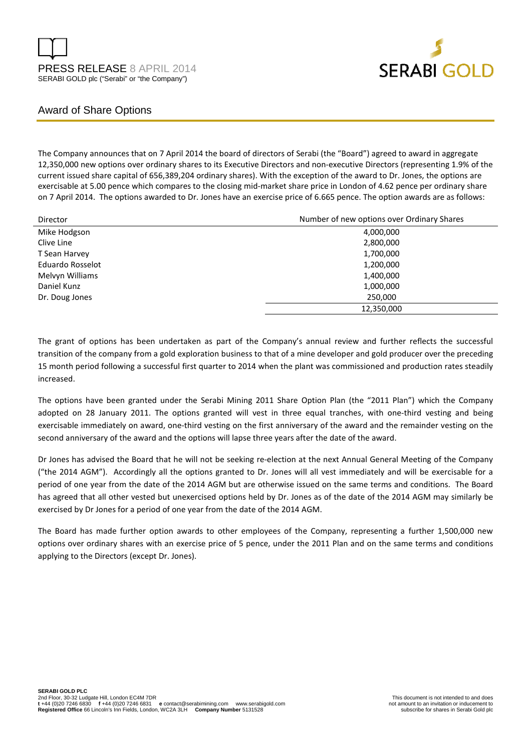PRESS RELEASE 8 APRIL 2014
SERABI GOLD plc ("Serabi" or "the Company")

# Award of Share Options

The Company announces that on 7 April 2014 the board of directors of Serabi (the "Board") agreed to award in aggregate 12,350,000 new options over ordinary shares to its Executive Directors and non-executive Directors (representing 1.9% of the current issued share capital of 656,389,204 ordinary shares). With the exception of the award to Dr. Jones, the options are exercisable at 5.00 pence which compares to the closing mid-market share price in London of 4.62 pence per ordinary share on 7 April 2014. The options awarded to Dr. Jones have an exercise price of 6.665 pence. The option awards are as follows:

| Director | Number of new options over Ordinary Shares |
|---|---|
| Mike Hodgson | 4,000,000 |
| Clive Line | 2,800,000 |
| T Sean Harvey | 1,700,000 |
| Eduardo Rosselot | 1,200,000 |
| Melvyn Williams | 1,400,000 |
| Daniel Kunz | 1,000,000 |
| Dr. Doug Jones | 250,000 |
| | 12,350,000 |

The grant of options has been undertaken as part of the Company's annual review and further reflects the successful transition of the company from a gold exploration business to that of a mine developer and gold producer over the preceding 15 month period following a successful first quarter to 2014 when the plant was commissioned and production rates steadily increased.

The options have been granted under the Serabi Mining 2011 Share Option Plan (the "2011 Plan") which the Company adopted on 28 January 2011. The options granted will vest in three equal tranches, with one-third vesting and being exercisable immediately on award, one-third vesting on the first anniversary of the award and the remainder vesting on the second anniversary of the award and the options will lapse three years after the date of the award.

Dr Jones has advised the Board that he will not be seeking re-election at the next Annual General Meeting of the Company ("the 2014 AGM"). Accordingly all the options granted to Dr. Jones will all vest immediately and will be exercisable for a period of one year from the date of the 2014 AGM but are otherwise issued on the same terms and conditions. The Board has agreed that all other vested but unexercised options held by Dr. Jones as of the date of the 2014 AGM may similarly be exercised by Dr Jones for a period of one year from the date of the 2014 AGM.

The Board has made further option awards to other employees of the Company, representing a further 1,500,000 new options over ordinary shares with an exercise price of 5 pence, under the 2011 Plan and on the same terms and conditions applying to the Directors (except Dr. Jones).

**SERABI GOLD PLC**
2nd Floor, 30-32 Ludgate Hill, London EC4M 7DR
**t** +44 (0)20 7246 6830 **f** +44 (0)20 7246 6831 **e** contact@serabimining.com www.serabigold.com
**Registered Office** 66 Lincoln's Inn Fields, London, WC2A 3LH **Company Number** 5131528

This document is not intended to and does not amount to an invitation or inducement to subscribe for shares in Serabi Gold plc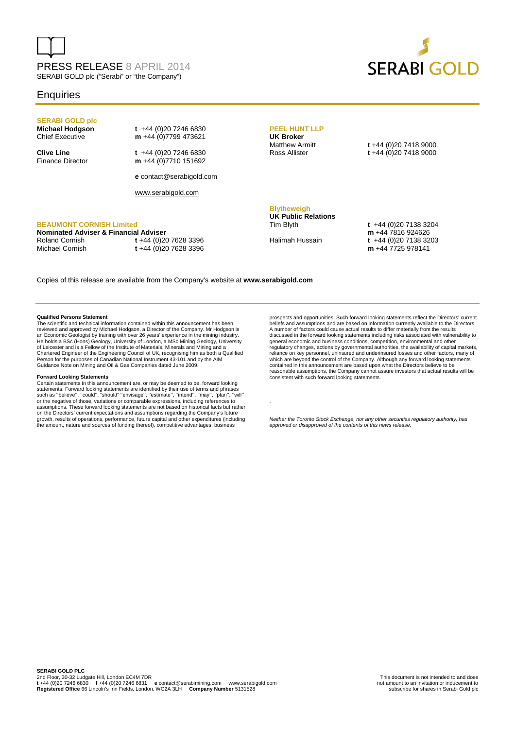PRESS RELEASE 8 APRIL 2014

SERABI GOLD plc ("Serabi" or "the Company")

## Enquiries

**SERABI GOLD plc**

**Michael Hodgson**
Chief Executive
**t** +44 (0)20 7246 6830
**m** +44 (0)7799 473621

**Clive Line**
Finance Director
**t** +44 (0)20 7246 6830
**m** +44 (0)7710 151692

**e** contact@serabigold.com

www.serabigold.com

**BEAUMONT CORNISH Limited**

**Nominated Adviser & Financial Adviser**

Roland Cornish **t** +44 (0)20 7628 3396

Michael Cornish **t** +44 (0)20 7628 3396

**PEEL HUNT LLP**

**UK Broker**

Matthew Armitt **t** +44 (0)20 7418 9000

Ross Allister **t** +44 (0)20 7418 9000

**Blytheweigh**

**UK Public Relations**

Tim Blyth **t** +44 (0)20 7138 3204
**m** +44 7816 924626

Halimah Hussain **t** +44 (0)20 7138 3203
**m** +44 7725 978141

Copies of this release are available from the Company's website at **www.serabigold.com**

---

**Qualified Persons Statement**

The scientific and technical information contained within this announcement has been reviewed and approved by Michael Hodgson, a Director of the Company. Mr Hodgson is an Economic Geologist by training with over 26 years' experience in the mining industry. He holds a BSc (Hons) Geology, University of London, a MSc Mining Geology, University of Leicester and is a Fellow of the Institute of Materials, Minerals and Mining and a Chartered Engineer of the Engineering Council of UK, recognising him as both a Qualified Person for the purposes of Canadian National Instrument 43-101 and by the AIM Guidance Note on Mining and Oil & Gas Companies dated June 2009.

**Forward Looking Statements**

Certain statements in this announcement are, or may be deemed to be, forward looking statements. Forward looking statements are identified by their use of terms and phrases such as ''believe'', ''could'', "should" ''envisage'', ''estimate'', ''intend'', ''may'', ''plan'', ''will'' or the negative of those, variations or comparable expressions, including references to assumptions. These forward looking statements are not based on historical facts but rather on the Directors' current expectations and assumptions regarding the Company's future growth, results of operations, performance, future capital and other expenditures (including the amount, nature and sources of funding thereof), competitive advantages, business prospects and opportunities. Such forward looking statements reflect the Directors' current beliefs and assumptions and are based on information currently available to the Directors. A number of factors could cause actual results to differ materially from the results discussed in the forward looking statements including risks associated with vulnerability to general economic and business conditions, competition, environmental and other regulatory changes, actions by governmental authorities, the availability of capital markets, reliance on key personnel, uninsured and underinsured losses and other factors, many of which are beyond the control of the Company. Although any forward looking statements contained in this announcement are based upon what the Directors believe to be reasonable assumptions, the Company cannot assure investors that actual results will be consistent with such forward looking statements.

*Neither the Toronto Stock Exchange, nor any other securities regulatory authority, has approved or disapproved of the contents of this news release.*

**SERABI GOLD PLC**
2nd Floor, 30-32 Ludgate Hill, London EC4M 7DR
**t** +44 (0)20 7246 6830 **f** +44 (0)20 7246 6831 **e** contact@serabimining.com www.serabigold.com
**Registered Office** 66 Lincoln's Inn Fields, London, WC2A 3LH **Company Number** 5131528

This document is not intended to and does not amount to an invitation or inducement to subscribe for shares in Serabi Gold plc